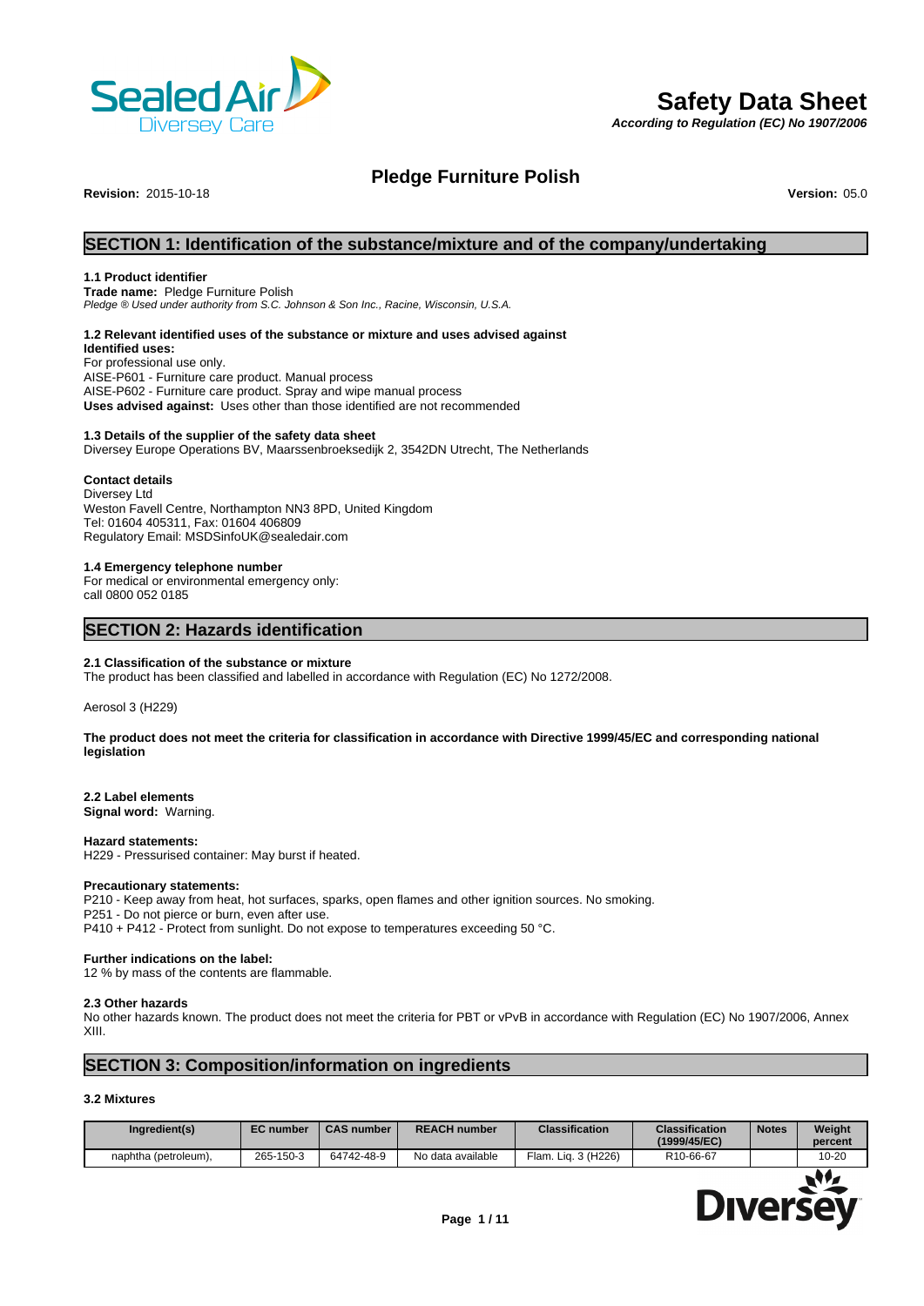# Safety Data Sheet

*According to Regulation (EC) No 1907/2006*

## Pledge Furniture Polish

**Revision:** 2015-10-18 **Version:** 05.0

## SECTION 1: Identification of the substance/mixture and of the company/undertaking

### 1.1 Product identifier

**Trade name:** Pledge Furniture Polish
*Pledge ® Used under authority from S.C. Johnson & Son Inc., Racine, Wisconsin, U.S.A.*

### 1.2 Relevant identified uses of the substance or mixture and uses advised against

**Identified uses:**
For professional use only.
AISE-P601 - Furniture care product. Manual process
AISE-P602 - Furniture care product. Spray and wipe manual process
**Uses advised against:** Uses other than those identified are not recommended

### 1.3 Details of the supplier of the safety data sheet

Diversey Europe Operations BV, Maarssenbroeksedijk 2, 3542DN Utrecht, The Netherlands

**Contact details**
Diversey Ltd
Weston Favell Centre, Northampton NN3 8PD, United Kingdom
Tel: 01604 405311, Fax: 01604 406809
Regulatory Email: MSDSinfoUK@sealedair.com

### 1.4 Emergency telephone number

For medical or environmental emergency only:
call 0800 052 0185

## SECTION 2: Hazards identification

### 2.1 Classification of the substance or mixture

The product has been classified and labelled in accordance with Regulation (EC) No 1272/2008.

Aerosol 3 (H229)

**The product does not meet the criteria for classification in accordance with Directive 1999/45/EC and corresponding national legislation**

### 2.2 Label elements

**Signal word:** Warning.

**Hazard statements:**
H229 - Pressurised container: May burst if heated.

**Precautionary statements:**
P210 - Keep away from heat, hot surfaces, sparks, open flames and other ignition sources. No smoking.
P251 - Do not pierce or burn, even after use.
P410 + P412 - Protect from sunlight. Do not expose to temperatures exceeding 50 °C.

**Further indications on the label:**
12 % by mass of the contents are flammable.

### 2.3 Other hazards

No other hazards known. The product does not meet the criteria for PBT or vPvB in accordance with Regulation (EC) No 1907/2006, Annex XIII.

## SECTION 3: Composition/information on ingredients

### 3.2 Mixtures

| Ingredient(s) | EC number | CAS number | REACH number | Classification | Classification (1999/45/EC) | Notes | Weight percent |
|---|---|---|---|---|---|---|---|
| naphtha (petroleum), | 265-150-3 | 64742-48-9 | No data available | Flam. Liq. 3 (H226) | R10-66-67 | | 10-20 |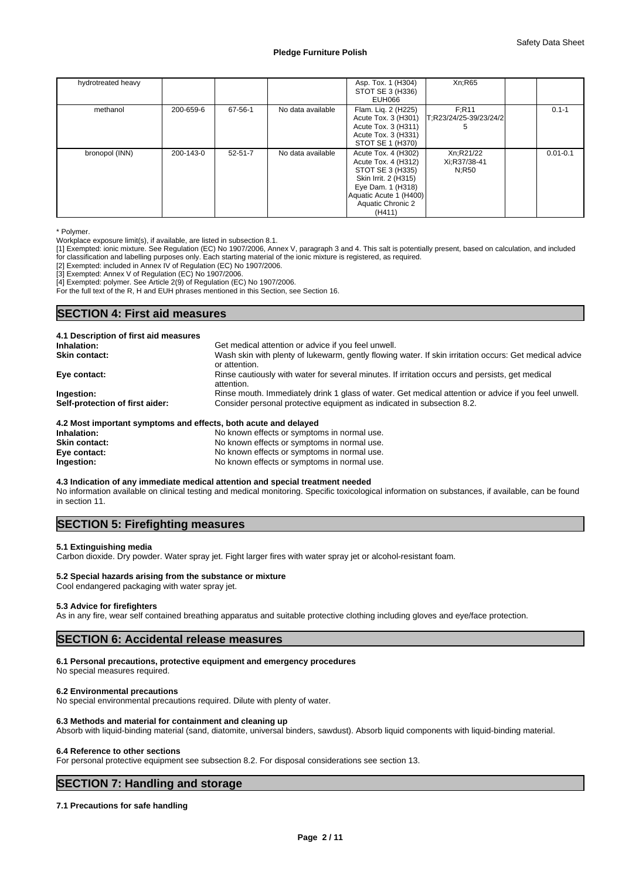| hydrotreated heavy | | | | Asp. Tox. 1 (H304) STOT SE 3 (H336) EUH066 | Xn;R65 | | |
|---|---|---|---|---|---|---|---|
| methanol | 200-659-6 | 67-56-1 | No data available | Flam. Liq. 2 (H225) Acute Tox. 3 (H301) Acute Tox. 3 (H311) Acute Tox. 3 (H331) STOT SE 1 (H370) | F;R11 T;R23/24/25-39/23/24/25 | | 0.1-1 |
| bronopol (INN) | 200-143-0 | 52-51-7 | No data available | Acute Tox. 4 (H302) Acute Tox. 4 (H312) STOT SE 3 (H335) Skin Irrit. 2 (H315) Eye Dam. 1 (H318) Aquatic Acute 1 (H400) Aquatic Chronic 2 (H411) | Xn;R21/22 Xi;R37/38-41 N;R50 | | 0.01-0.1 |

\* Polymer.
Workplace exposure limit(s), if available, are listed in subsection 8.1.
[1] Exempted: ionic mixture. See Regulation (EC) No 1907/2006, Annex V, paragraph 3 and 4. This salt is potentially present, based on calculation, and included for classification and labelling purposes only. Each starting material of the ionic mixture is registered, as required.
[2] Exempted: included in Annex IV of Regulation (EC) No 1907/2006.
[3] Exempted: Annex V of Regulation (EC) No 1907/2006.
[4] Exempted: polymer. See Article 2(9) of Regulation (EC) No 1907/2006.
For the full text of the R, H and EUH phrases mentioned in this Section, see Section 16.

## SECTION 4: First aid measures

### 4.1 Description of first aid measures

**Inhalation:** Get medical attention or advice if you feel unwell.
**Skin contact:** Wash skin with plenty of lukewarm, gently flowing water. If skin irritation occurs: Get medical advice or attention.
**Eye contact:** Rinse cautiously with water for several minutes. If irritation occurs and persists, get medical attention.
**Ingestion:** Rinse mouth. Immediately drink 1 glass of water. Get medical attention or advice if you feel unwell.
**Self-protection of first aider:** Consider personal protective equipment as indicated in subsection 8.2.

### 4.2 Most important symptoms and effects, both acute and delayed

**Inhalation:** No known effects or symptoms in normal use.
**Skin contact:** No known effects or symptoms in normal use.
**Eye contact:** No known effects or symptoms in normal use.
**Ingestion:** No known effects or symptoms in normal use.

### 4.3 Indication of any immediate medical attention and special treatment needed

No information available on clinical testing and medical monitoring. Specific toxicological information on substances, if available, can be found in section 11.

## SECTION 5: Firefighting measures

### 5.1 Extinguishing media

Carbon dioxide. Dry powder. Water spray jet. Fight larger fires with water spray jet or alcohol-resistant foam.

### 5.2 Special hazards arising from the substance or mixture

Cool endangered packaging with water spray jet.

### 5.3 Advice for firefighters

As in any fire, wear self contained breathing apparatus and suitable protective clothing including gloves and eye/face protection.

## SECTION 6: Accidental release measures

### 6.1 Personal precautions, protective equipment and emergency procedures

No special measures required.

### 6.2 Environmental precautions

No special environmental precautions required. Dilute with plenty of water.

### 6.3 Methods and material for containment and cleaning up

Absorb with liquid-binding material (sand, diatomite, universal binders, sawdust). Absorb liquid components with liquid-binding material.

### 6.4 Reference to other sections

For personal protective equipment see subsection 8.2. For disposal considerations see section 13.

## SECTION 7: Handling and storage

### 7.1 Precautions for safe handling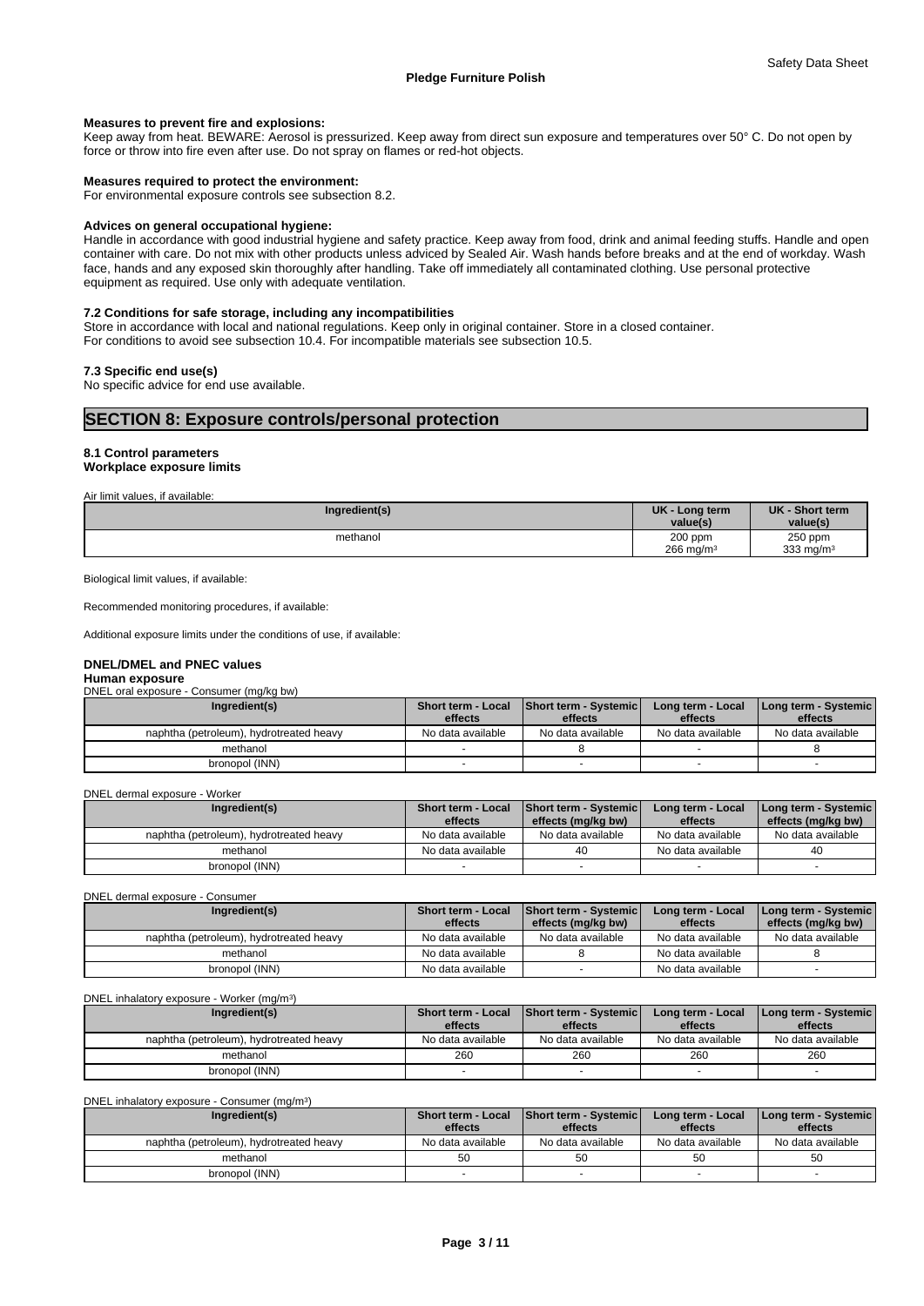**Measures to prevent fire and explosions:**
Keep away from heat. BEWARE: Aerosol is pressurized. Keep away from direct sun exposure and temperatures over 50° C. Do not open by force or throw into fire even after use. Do not spray on flames or red-hot objects.

**Measures required to protect the environment:**
For environmental exposure controls see subsection 8.2.

**Advices on general occupational hygiene:**
Handle in accordance with good industrial hygiene and safety practice. Keep away from food, drink and animal feeding stuffs. Handle and open container with care. Do not mix with other products unless adviced by Sealed Air. Wash hands before breaks and at the end of workday. Wash face, hands and any exposed skin thoroughly after handling. Take off immediately all contaminated clothing. Use personal protective equipment as required. Use only with adequate ventilation.

**7.2 Conditions for safe storage, including any incompatibilities**
Store in accordance with local and national regulations. Keep only in original container. Store in a closed container.
For conditions to avoid see subsection 10.4. For incompatible materials see subsection 10.5.

**7.3 Specific end use(s)**
No specific advice for end use available.

## SECTION 8: Exposure controls/personal protection

**8.1 Control parameters**
**Workplace exposure limits**

Air limit values, if available:

| Ingredient(s) | UK - Long term value(s) | UK - Short term value(s) |
|---|---|---|
| methanol | 200 ppm<br>266 mg/m³ | 250 ppm<br>333 mg/m³ |

Biological limit values, if available:

Recommended monitoring procedures, if available:

Additional exposure limits under the conditions of use, if available:

**DNEL/DMEL and PNEC values**
**Human exposure**

DNEL oral exposure - Consumer (mg/kg bw)

| Ingredient(s) | Short term - Local effects | Short term - Systemic effects | Long term - Local effects | Long term - Systemic effects |
|---|---|---|---|---|
| naphtha (petroleum), hydrotreated heavy | No data available | No data available | No data available | No data available |
| methanol | - | 8 | - | 8 |
| bronopol (INN) | - | - | - | - |

DNEL dermal exposure - Worker

| Ingredient(s) | Short term - Local effects | Short term - Systemic effects (mg/kg bw) | Long term - Local effects | Long term - Systemic effects (mg/kg bw) |
|---|---|---|---|---|
| naphtha (petroleum), hydrotreated heavy | No data available | No data available | No data available | No data available |
| methanol | No data available | 40 | No data available | 40 |
| bronopol (INN) | - | - | - | - |

DNEL dermal exposure - Consumer

| Ingredient(s) | Short term - Local effects | Short term - Systemic effects (mg/kg bw) | Long term - Local effects | Long term - Systemic effects (mg/kg bw) |
|---|---|---|---|---|
| naphtha (petroleum), hydrotreated heavy | No data available | No data available | No data available | No data available |
| methanol | No data available | 8 | No data available | 8 |
| bronopol (INN) | No data available | - | No data available | - |

DNEL inhalatory exposure - Worker (mg/m³)

| Ingredient(s) | Short term - Local effects | Short term - Systemic effects | Long term - Local effects | Long term - Systemic effects |
|---|---|---|---|---|
| naphtha (petroleum), hydrotreated heavy | No data available | No data available | No data available | No data available |
| methanol | 260 | 260 | 260 | 260 |
| bronopol (INN) | - | - | - | - |

DNEL inhalatory exposure - Consumer (mg/m³)

| Ingredient(s) | Short term - Local effects | Short term - Systemic effects | Long term - Local effects | Long term - Systemic effects |
|---|---|---|---|---|
| naphtha (petroleum), hydrotreated heavy | No data available | No data available | No data available | No data available |
| methanol | 50 | 50 | 50 | 50 |
| bronopol (INN) | - | - | - | - |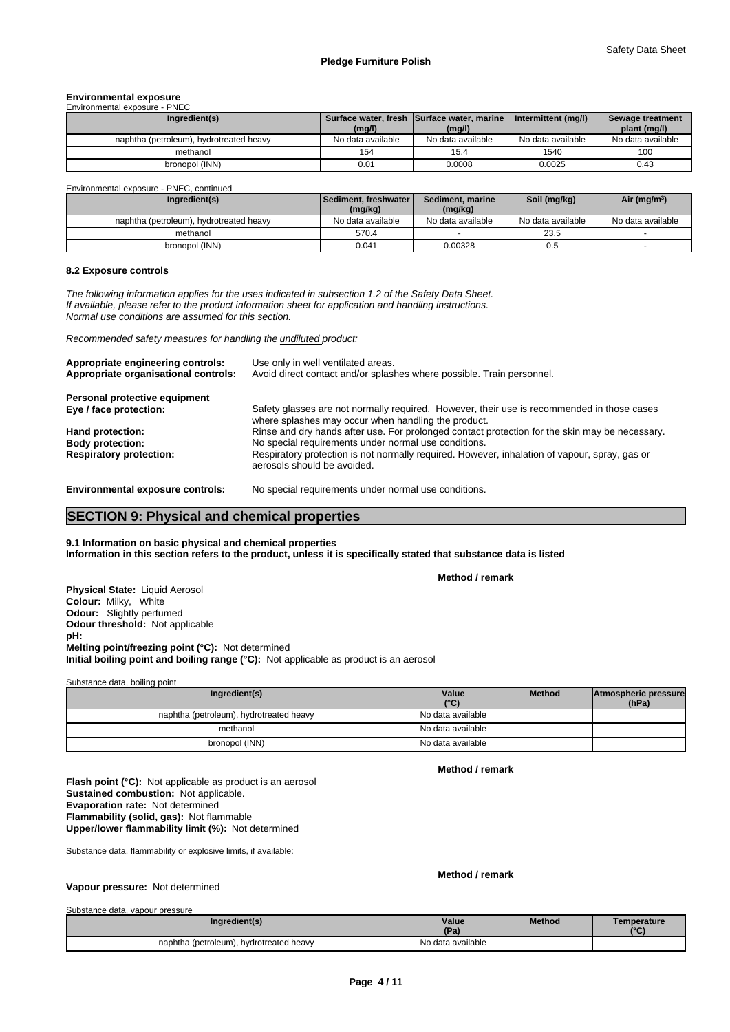## Environmental exposure

Environmental exposure - PNEC

| Ingredient(s) | Surface water, fresh (mg/l) | Surface water, marine (mg/l) | Intermittent (mg/l) | Sewage treatment plant (mg/l) |
|---|---|---|---|---|
| naphtha (petroleum), hydrotreated heavy | No data available | No data available | No data available | No data available |
| methanol | 154 | 15.4 | 1540 | 100 |
| bronopol (INN) | 0.01 | 0.0008 | 0.0025 | 0.43 |

Environmental exposure - PNEC, continued

| Ingredient(s) | Sediment, freshwater (mg/kg) | Sediment, marine (mg/kg) | Soil (mg/kg) | Air (mg/m$^3$) |
|---|---|---|---|---|
| naphtha (petroleum), hydrotreated heavy | No data available | No data available | No data available | No data available |
| methanol | 570.4 | - | 23.5 | - |
| bronopol (INN) | 0.041 | 0.00328 | 0.5 | - |

### 8.2 Exposure controls

*The following information applies for the uses indicated in subsection 1.2 of the Safety Data Sheet.*
*If available, please refer to the product information sheet for application and handling instructions.*
*Normal use conditions are assumed for this section.*

*Recommended safety measures for handling the undiluted product:*

**Appropriate engineering controls:** Use only in well ventilated areas.
**Appropriate organisational controls:** Avoid direct contact and/or splashes where possible. Train personnel.

**Personal protective equipment**
**Eye / face protection:** Safety glasses are not normally required. However, their use is recommended in those cases where splashes may occur when handling the product.
**Hand protection:** Rinse and dry hands after use. For prolonged contact protection for the skin may be necessary.
**Body protection:** No special requirements under normal use conditions.
**Respiratory protection:** Respiratory protection is not normally required. However, inhalation of vapour, spray, gas or aerosols should be avoided.

**Environmental exposure controls:** No special requirements under normal use conditions.

# SECTION 9: Physical and chemical properties

**9.1 Information on basic physical and chemical properties**
**Information in this section refers to the product, unless it is specifically stated that substance data is listed**

**Method / remark**

**Physical State:** Liquid Aerosol
**Colour:** Milky, White
**Odour:** Slightly perfumed
**Odour threshold:** Not applicable
**pH:**
**Melting point/freezing point (°C):** Not determined
**Initial boiling point and boiling range (°C):** Not applicable as product is an aerosol

Substance data, boiling point

| Ingredient(s) | Value (°C) | Method | Atmospheric pressure (hPa) |
|---|---|---|---|
| naphtha (petroleum), hydrotreated heavy | No data available | | |
| methanol | No data available | | |
| bronopol (INN) | No data available | | |

**Method / remark**

**Flash point (°C):** Not applicable as product is an aerosol
**Sustained combustion:** Not applicable.
**Evaporation rate:** Not determined
**Flammability (solid, gas):** Not flammable
**Upper/lower flammability limit (%):** Not determined

Substance data, flammability or explosive limits, if available:

**Method / remark**

**Vapour pressure:** Not determined

Substance data, vapour pressure

| Ingredient(s) | Value (Pa) | Method | Temperature (°C) |
|---|---|---|---|
| naphtha (petroleum), hydrotreated heavy | No data available | | |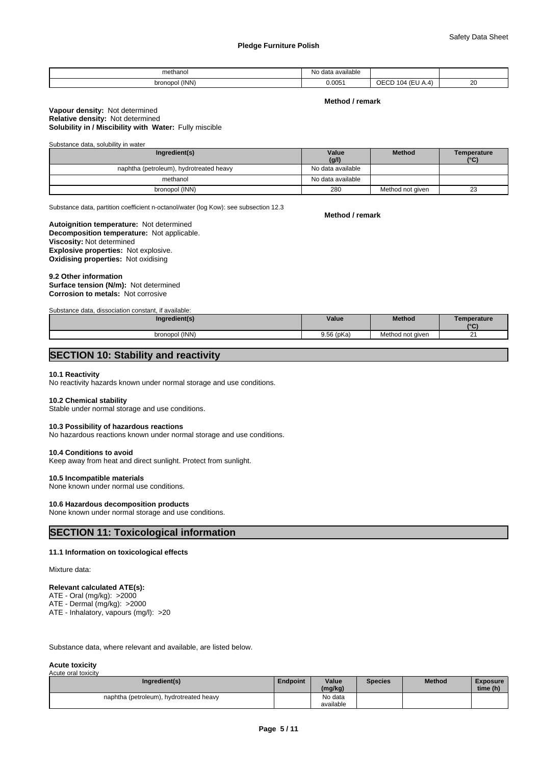| methanol | No data available | | |
|---|---|---|---|
| bronopol (INN) | 0.0051 | OECD 104 (EU A.4) | 20 |

**Method / remark**

**Vapour density:** Not determined
**Relative density:** Not determined
**Solubility in / Miscibility with Water:** Fully miscible

Substance data, solubility in water

| Ingredient(s) | Value (g/l) | Method | Temperature (°C) |
|---|---|---|---|
| naphtha (petroleum), hydrotreated heavy | No data available | | |
| methanol | No data available | | |
| bronopol (INN) | 280 | Method not given | 23 |

Substance data, partition coefficient n-octanol/water (log Kow): see subsection 12.3

**Method / remark**

**Autoignition temperature:** Not determined
**Decomposition temperature:** Not applicable.
**Viscosity:** Not determined
**Explosive properties:** Not explosive.
**Oxidising properties:** Not oxidising

**9.2 Other information**
**Surface tension (N/m):** Not determined
**Corrosion to metals:** Not corrosive

Substance data, dissociation constant, if available:

| Ingredient(s) | Value | Method | Temperature (°C) |
|---|---|---|---|
| bronopol (INN) | 9.56 (pKa) | Method not given | 21 |

## SECTION 10: Stability and reactivity

**10.1 Reactivity**
No reactivity hazards known under normal storage and use conditions.

**10.2 Chemical stability**
Stable under normal storage and use conditions.

**10.3 Possibility of hazardous reactions**
No hazardous reactions known under normal storage and use conditions.

**10.4 Conditions to avoid**
Keep away from heat and direct sunlight. Protect from sunlight.

**10.5 Incompatible materials**
None known under normal use conditions.

**10.6 Hazardous decomposition products**
None known under normal storage and use conditions.

## SECTION 11: Toxicological information

**11.1 Information on toxicological effects**

Mixture data:

**Relevant calculated ATE(s):**
ATE - Oral (mg/kg): >2000
ATE - Dermal (mg/kg): >2000
ATE - Inhalatory, vapours (mg/l): >20

Substance data, where relevant and available, are listed below.

**Acute toxicity**
Acute oral toxicity

| Ingredient(s) | Endpoint | Value (mg/kg) | Species | Method | Exposure time (h) |
|---|---|---|---|---|---|
| naphtha (petroleum), hydrotreated heavy | | No data available | | | |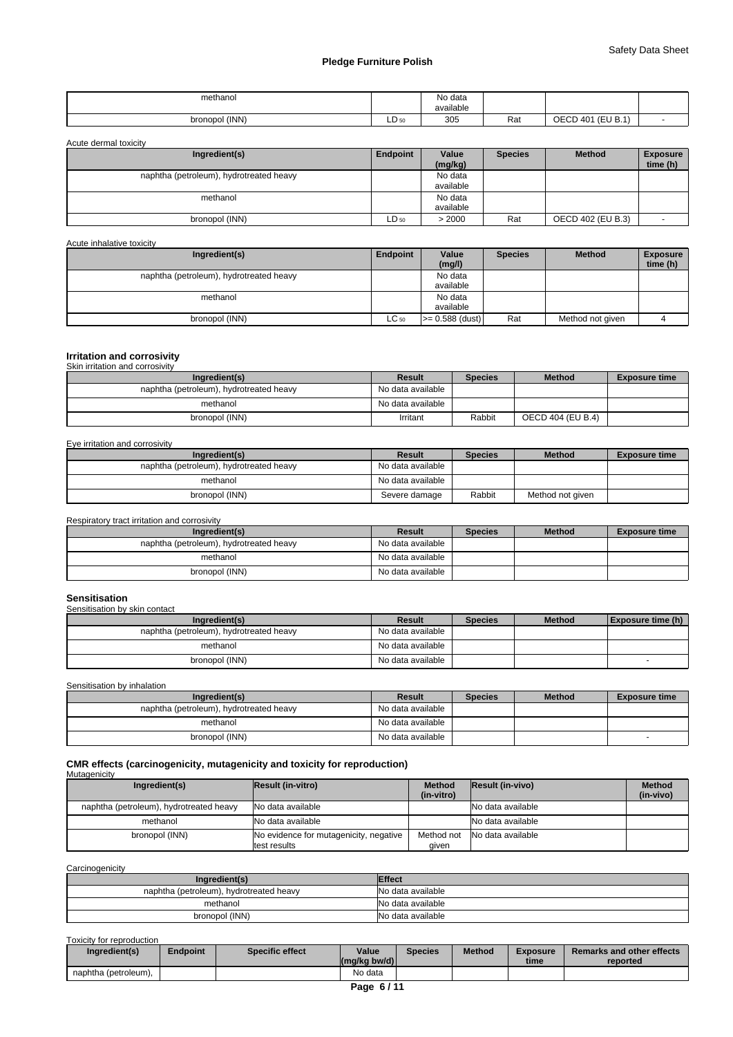| | | | | | |
|---|---|---|---|---|---|
| methanol | | No data available | | | |
| bronopol (INN) | $LD_{50}$ | 305 | Rat | OECD 401 (EU B.1) | - |

Acute dermal toxicity

| Ingredient(s) | Endpoint | Value (mg/kg) | Species | Method | Exposure time (h) |
|---|---|---|---|---|---|
| naphtha (petroleum), hydrotreated heavy | | No data available | | | |
| methanol | | No data available | | | |
| bronopol (INN) | $LD_{50}$ | > 2000 | Rat | OECD 402 (EU B.3) | - |

Acute inhalative toxicity

| Ingredient(s) | Endpoint | Value (mg/l) | Species | Method | Exposure time (h) |
|---|---|---|---|---|---|
| naphtha (petroleum), hydrotreated heavy | | No data available | | | |
| methanol | | No data available | | | |
| bronopol (INN) | $LC_{50}$ | >= 0.588 (dust) | Rat | Method not given | 4 |

### Irritation and corrosivity

Skin irritation and corrosivity

| Ingredient(s) | Result | Species | Method | Exposure time |
|---|---|---|---|---|
| naphtha (petroleum), hydrotreated heavy | No data available | | | |
| methanol | No data available | | | |
| bronopol (INN) | Irritant | Rabbit | OECD 404 (EU B.4) | |

Eye irritation and corrosivity

| Ingredient(s) | Result | Species | Method | Exposure time |
|---|---|---|---|---|
| naphtha (petroleum), hydrotreated heavy | No data available | | | |
| methanol | No data available | | | |
| bronopol (INN) | Severe damage | Rabbit | Method not given | |

Respiratory tract irritation and corrosivity

| Ingredient(s) | Result | Species | Method | Exposure time |
|---|---|---|---|---|
| naphtha (petroleum), hydrotreated heavy | No data available | | | |
| methanol | No data available | | | |
| bronopol (INN) | No data available | | | |

### Sensitisation

Sensitisation by skin contact

| Ingredient(s) | Result | Species | Method | Exposure time (h) |
|---|---|---|---|---|
| naphtha (petroleum), hydrotreated heavy | No data available | | | |
| methanol | No data available | | | |
| bronopol (INN) | No data available | | | - |

Sensitisation by inhalation

| Ingredient(s) | Result | Species | Method | Exposure time |
|---|---|---|---|---|
| naphtha (petroleum), hydrotreated heavy | No data available | | | |
| methanol | No data available | | | |
| bronopol (INN) | No data available | | | - |

### CMR effects (carcinogenicity, mutagenicity and toxicity for reproduction)

Mutagenicity

| Ingredient(s) | Result (in-vitro) | Method (in-vitro) | Result (in-vivo) | Method (in-vivo) |
|---|---|---|---|---|
| naphtha (petroleum), hydrotreated heavy | No data available | | No data available | |
| methanol | No data available | | No data available | |
| bronopol (INN) | No evidence for mutagenicity, negative test results | Method not given | No data available | |

Carcinogenicity

| Ingredient(s) | Effect |
|---|---|
| naphtha (petroleum), hydrotreated heavy | No data available |
| methanol | No data available |
| bronopol (INN) | No data available |

Toxicity for reproduction

| Ingredient(s) | Endpoint | Specific effect | Value (mg/kg bw/d) | Species | Method | Exposure time | Remarks and other effects reported |
|---|---|---|---|---|---|---|---|
| naphtha (petroleum), | | | No data | | | | |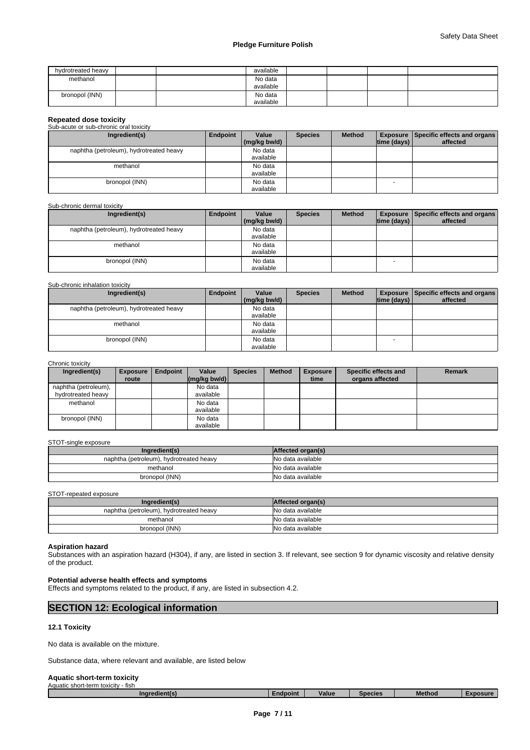| hydrotreated heavy | | | available | | | | |
|---|---|---|---|---|---|---|---|
| methanol | | | No data available | | | | |
| bronopol (INN) | | | No data available | | | | |

**Repeated dose toxicity**

Sub-acute or sub-chronic oral toxicity

| Ingredient(s) | Endpoint | Value (mg/kg bw/d) | Species | Method | Exposure time (days) | Specific effects and organs affected |
|---|---|---|---|---|---|---|
| naphtha (petroleum), hydrotreated heavy | | No data available | | | | |
| methanol | | No data available | | | | |
| bronopol (INN) | | No data available | | | - | |

Sub-chronic dermal toxicity

| Ingredient(s) | Endpoint | Value (mg/kg bw/d) | Species | Method | Exposure time (days) | Specific effects and organs affected |
|---|---|---|---|---|---|---|
| naphtha (petroleum), hydrotreated heavy | | No data available | | | | |
| methanol | | No data available | | | | |
| bronopol (INN) | | No data available | | | - | |

Sub-chronic inhalation toxicity

| Ingredient(s) | Endpoint | Value (mg/kg bw/d) | Species | Method | Exposure time (days) | Specific effects and organs affected |
|---|---|---|---|---|---|---|
| naphtha (petroleum), hydrotreated heavy | | No data available | | | | |
| methanol | | No data available | | | | |
| bronopol (INN) | | No data available | | | - | |

Chronic toxicity

| Ingredient(s) | Exposure route | Endpoint | Value (mg/kg bw/d) | Species | Method | Exposure time | Specific effects and organs affected | Remark |
|---|---|---|---|---|---|---|---|---|
| naphtha (petroleum), hydrotreated heavy | | | No data available | | | | | |
| methanol | | | No data available | | | | | |
| bronopol (INN) | | | No data available | | | | | |

STOT-single exposure

| Ingredient(s) | Affected organ(s) |
|---|---|
| naphtha (petroleum), hydrotreated heavy | No data available |
| methanol | No data available |
| bronopol (INN) | No data available |

STOT-repeated exposure

| Ingredient(s) | Affected organ(s) |
|---|---|
| naphtha (petroleum), hydrotreated heavy | No data available |
| methanol | No data available |
| bronopol (INN) | No data available |

**Aspiration hazard**

Substances with an aspiration hazard (H304), if any, are listed in section 3. If relevant, see section 9 for dynamic viscosity and relative density of the product.

**Potential adverse health effects and symptoms**

Effects and symptoms related to the product, if any, are listed in subsection 4.2.

## SECTION 12: Ecological information

### 12.1 Toxicity

No data is available on the mixture.

Substance data, where relevant and available, are listed below

**Aquatic short-term toxicity**

Aquatic short-term toxicity - fish

| Ingredient(s) | Endpoint | Value | Species | Method | Exposure |
|---|---|---|---|---|---|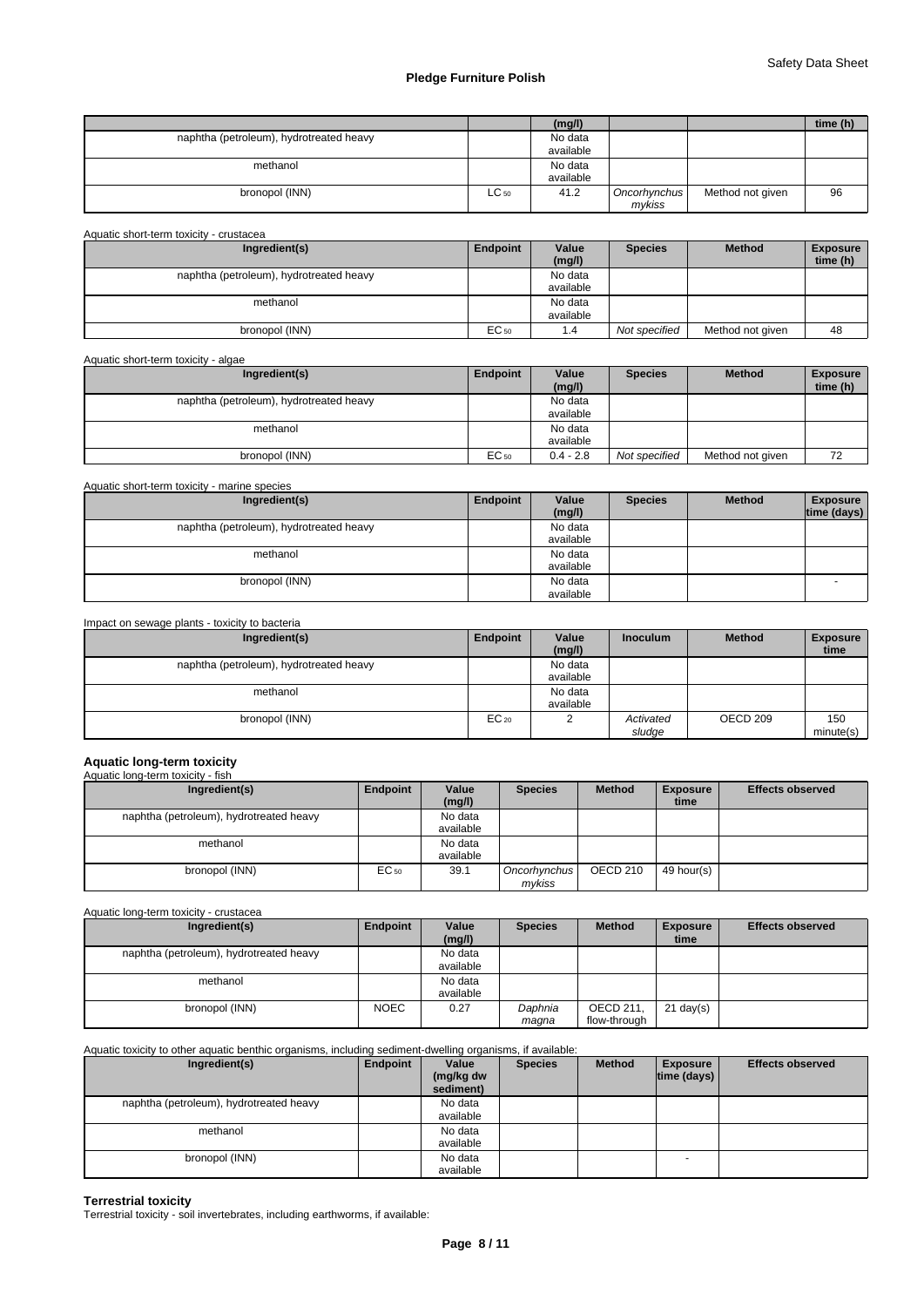| | | (mg/l) | | | time (h) |
|---|---|---|---|---|---|
| naphtha (petroleum), hydrotreated heavy | | No data available | | | |
| methanol | | No data available | | | |
| bronopol (INN) | $LC_{50}$ | 41.2 | *Oncorhynchus mykiss* | Method not given | 96 |

Aquatic short-term toxicity - crustacea

| Ingredient(s) | Endpoint | Value (mg/l) | Species | Method | Exposure time (h) |
|---|---|---|---|---|---|
| naphtha (petroleum), hydrotreated heavy | | No data available | | | |
| methanol | | No data available | | | |
| bronopol (INN) | $EC_{50}$ | 1.4 | *Not specified* | Method not given | 48 |

Aquatic short-term toxicity - algae

| Ingredient(s) | Endpoint | Value (mg/l) | Species | Method | Exposure time (h) |
|---|---|---|---|---|---|
| naphtha (petroleum), hydrotreated heavy | | No data available | | | |
| methanol | | No data available | | | |
| bronopol (INN) | $EC_{50}$ | 0.4 - 2.8 | *Not specified* | Method not given | 72 |

Aquatic short-term toxicity - marine species

| Ingredient(s) | Endpoint | Value (mg/l) | Species | Method | Exposure time (days) |
|---|---|---|---|---|---|
| naphtha (petroleum), hydrotreated heavy | | No data available | | | |
| methanol | | No data available | | | |
| bronopol (INN) | | No data available | | | - |

Impact on sewage plants - toxicity to bacteria

| Ingredient(s) | Endpoint | Value (mg/l) | Inoculum | Method | Exposure time |
|---|---|---|---|---|---|
| naphtha (petroleum), hydrotreated heavy | | No data available | | | |
| methanol | | No data available | | | |
| bronopol (INN) | $EC_{20}$ | 2 | *Activated sludge* | OECD 209 | 150 minute(s) |

**Aquatic long-term toxicity**

Aquatic long-term toxicity - fish

| Ingredient(s) | Endpoint | Value (mg/l) | Species | Method | Exposure time | Effects observed |
|---|---|---|---|---|---|---|
| naphtha (petroleum), hydrotreated heavy | | No data available | | | | |
| methanol | | No data available | | | | |
| bronopol (INN) | $EC_{50}$ | 39.1 | *Oncorhynchus mykiss* | OECD 210 | 49 hour(s) | |

Aquatic long-term toxicity - crustacea

| Ingredient(s) | Endpoint | Value (mg/l) | Species | Method | Exposure time | Effects observed |
|---|---|---|---|---|---|---|
| naphtha (petroleum), hydrotreated heavy | | No data available | | | | |
| methanol | | No data available | | | | |
| bronopol (INN) | NOEC | 0.27 | *Daphnia magna* | OECD 211, flow-through | 21 day(s) | |

Aquatic toxicity to other aquatic benthic organisms, including sediment-dwelling organisms, if available:

| Ingredient(s) | Endpoint | Value (mg/kg dw sediment) | Species | Method | Exposure time (days) | Effects observed |
|---|---|---|---|---|---|---|
| naphtha (petroleum), hydrotreated heavy | | No data available | | | | |
| methanol | | No data available | | | | |
| bronopol (INN) | | No data available | | | - | |

**Terrestrial toxicity**

Terrestrial toxicity - soil invertebrates, including earthworms, if available: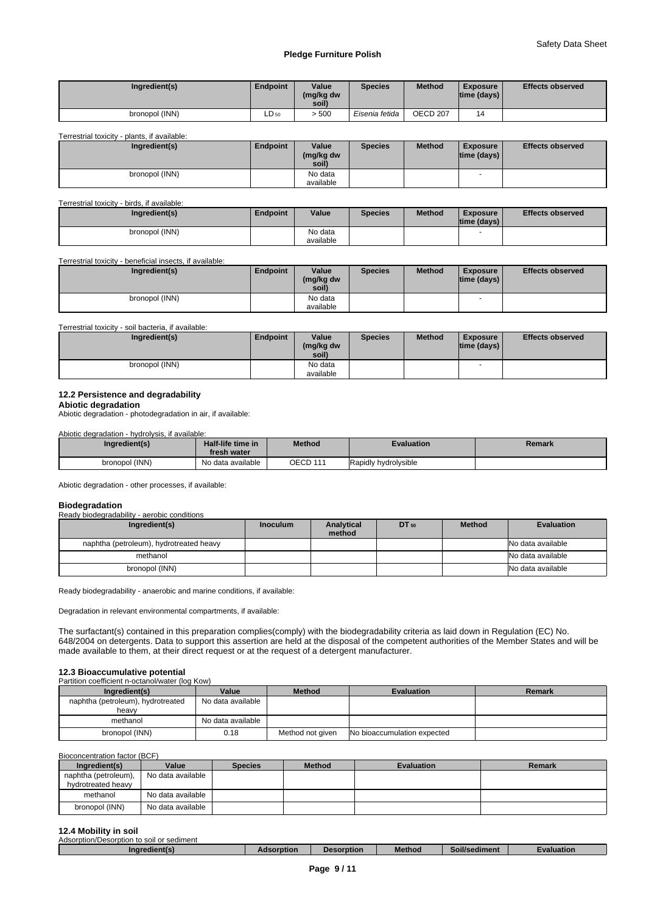| Ingredient(s) | Endpoint | Value (mg/kg dw soil) | Species | Method | Exposure time (days) | Effects observed |
|---|---|---|---|---|---|---|
| bronopol (INN) | $LD_{50}$ | > 500 | *Eisenia fetida* | OECD 207 | 14 | |

Terrestrial toxicity - plants, if available:

| Ingredient(s) | Endpoint | Value (mg/kg dw soil) | Species | Method | Exposure time (days) | Effects observed |
|---|---|---|---|---|---|---|
| bronopol (INN) | | No data available | | | - | |

Terrestrial toxicity - birds, if available:

| Ingredient(s) | Endpoint | Value | Species | Method | Exposure time (days) | Effects observed |
|---|---|---|---|---|---|---|
| bronopol (INN) | | No data available | | | - | |

Terrestrial toxicity - beneficial insects, if available:

| Ingredient(s) | Endpoint | Value (mg/kg dw soil) | Species | Method | Exposure time (days) | Effects observed |
|---|---|---|---|---|---|---|
| bronopol (INN) | | No data available | | | - | |

Terrestrial toxicity - soil bacteria, if available:

| Ingredient(s) | Endpoint | Value (mg/kg dw soil) | Species | Method | Exposure time (days) | Effects observed |
|---|---|---|---|---|---|---|
| bronopol (INN) | | No data available | | | - | |

### 12.2 Persistence and degradability

**Abiotic degradation**

Abiotic degradation - photodegradation in air, if available:

Abiotic degradation - hydrolysis, if available:

| Ingredient(s) | Half-life time in fresh water | Method | Evaluation | Remark |
|---|---|---|---|---|
| bronopol (INN) | No data available | OECD 111 | Rapidly hydrolysible | |

Abiotic degradation - other processes, if available:

**Biodegradation**

Ready biodegradability - aerobic conditions

| Ingredient(s) | Inoculum | Analytical method | $DT_{50}$ | Method | Evaluation |
|---|---|---|---|---|---|
| naphtha (petroleum), hydrotreated heavy | | | | | No data available |
| methanol | | | | | No data available |
| bronopol (INN) | | | | | No data available |

Ready biodegradability - anaerobic and marine conditions, if available:

Degradation in relevant environmental compartments, if available:

The surfactant(s) contained in this preparation complies(comply) with the biodegradability criteria as laid down in Regulation (EC) No. 648/2004 on detergents. Data to support this assertion are held at the disposal of the competent authorities of the Member States and will be made available to them, at their direct request or at the request of a detergent manufacturer.

### 12.3 Bioaccumulative potential

Partition coefficient n-octanol/water (log Kow)

| Ingredient(s) | Value | Method | Evaluation | Remark |
|---|---|---|---|---|
| naphtha (petroleum), hydrotreated heavy | No data available | | | |
| methanol | No data available | | | |
| bronopol (INN) | 0.18 | Method not given | No bioaccumulation expected | |

Bioconcentration factor (BCF)

| Ingredient(s) | Value | Species | Method | Evaluation | Remark |
|---|---|---|---|---|---|
| naphtha (petroleum), hydrotreated heavy | No data available | | | | |
| methanol | No data available | | | | |
| bronopol (INN) | No data available | | | | |

### 12.4 Mobility in soil

Adsorption/Desorption to soil or sediment

| Ingredient(s) | Adsorption | Desorption | Method | Soil/sediment | Evaluation |
|---|---|---|---|---|---|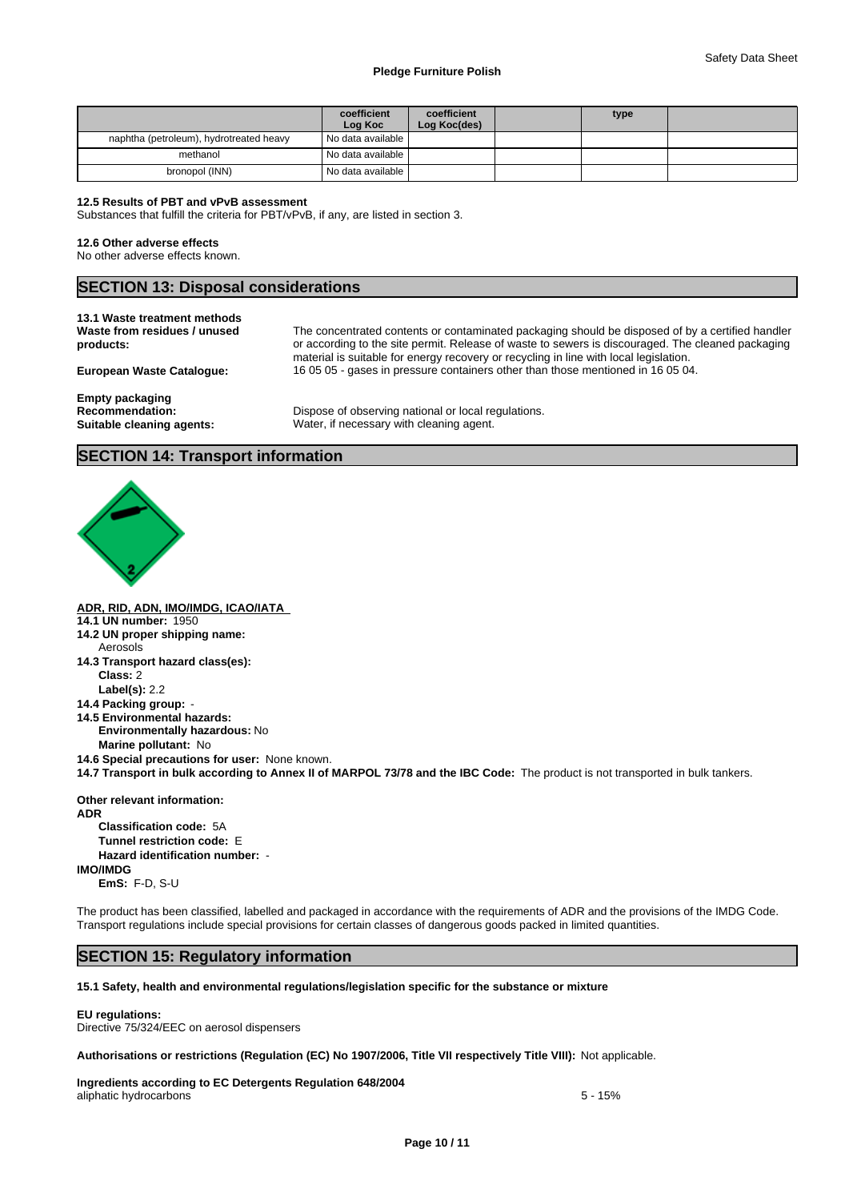|  | coefficient Log Koc | coefficient Log Koc(des) |  | type |  |
|---|---|---|---|---|---|
| naphtha (petroleum), hydrotreated heavy | No data available |  |  |  |  |
| methanol | No data available |  |  |  |  |
| bronopol (INN) | No data available |  |  |  |  |

**12.5 Results of PBT and vPvB assessment**
Substances that fulfill the criteria for PBT/vPvB, if any, are listed in section 3.

**12.6 Other adverse effects**
No other adverse effects known.

## SECTION 13: Disposal considerations

**13.1 Waste treatment methods**

**Waste from residues / unused products:** The concentrated contents or contaminated packaging should be disposed of by a certified handler or according to the site permit. Release of waste to sewers is discouraged. The cleaned packaging material is suitable for energy recovery or recycling in line with local legislation.

**European Waste Catalogue:** 16 05 05 - gases in pressure containers other than those mentioned in 16 05 04.

**Empty packaging**

**Recommendation:** Dispose of observing national or local regulations.

**Suitable cleaning agents:** Water, if necessary with cleaning agent.

## SECTION 14: Transport information

**ADR, RID, ADN, IMO/IMDG, ICAO/IATA**

**14.1 UN number:** 1950

**14.2 UN proper shipping name:**
Aerosols

**14.3 Transport hazard class(es):**
**Class:** 2
**Label(s):** 2.2

**14.4 Packing group:** -

**14.5 Environmental hazards:**
**Environmentally hazardous:** No
**Marine pollutant:** No

**14.6 Special precautions for user:** None known.

**14.7 Transport in bulk according to Annex II of MARPOL 73/78 and the IBC Code:** The product is not transported in bulk tankers.

**Other relevant information:**

**ADR**
**Classification code:** 5A
**Tunnel restriction code:** E
**Hazard identification number:** -

**IMO/IMDG**
**EmS:** F-D, S-U

The product has been classified, labelled and packaged in accordance with the requirements of ADR and the provisions of the IMDG Code. Transport regulations include special provisions for certain classes of dangerous goods packed in limited quantities.

## SECTION 15: Regulatory information

**15.1 Safety, health and environmental regulations/legislation specific for the substance or mixture**

**EU regulations:**
Directive 75/324/EEC on aerosol dispensers

**Authorisations or restrictions (Regulation (EC) No 1907/2006, Title VII respectively Title VIII):** Not applicable.

**Ingredients according to EC Detergents Regulation 648/2004**

| | |
|---|---|
| aliphatic hydrocarbons | 5 - 15% |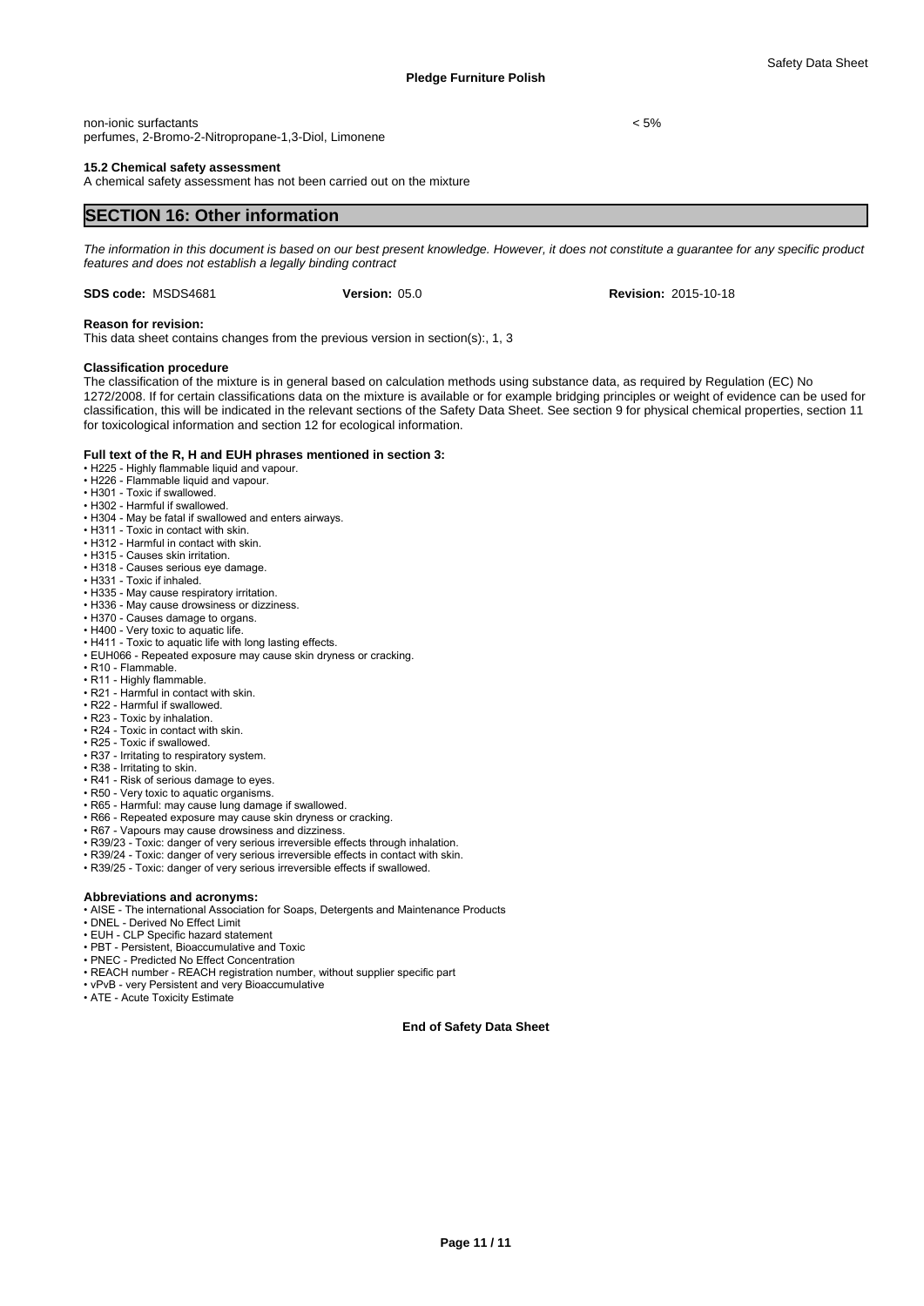non-ionic surfactants < 5%
perfumes, 2-Bromo-2-Nitropropane-1,3-Diol, Limonene

**15.2 Chemical safety assessment**

A chemical safety assessment has not been carried out on the mixture

## SECTION 16: Other information

*The information in this document is based on our best present knowledge. However, it does not constitute a guarantee for any specific product features and does not establish a legally binding contract*

**SDS code:** MSDS4681 **Version:** 05.0 **Revision:** 2015-10-18

**Reason for revision:**

This data sheet contains changes from the previous version in section(s):, 1, 3

**Classification procedure**

The classification of the mixture is in general based on calculation methods using substance data, as required by Regulation (EC) No 1272/2008. If for certain classifications data on the mixture is available or for example bridging principles or weight of evidence can be used for classification, this will be indicated in the relevant sections of the Safety Data Sheet. See section 9 for physical chemical properties, section 11 for toxicological information and section 12 for ecological information.

**Full text of the R, H and EUH phrases mentioned in section 3:**

- H225 - Highly flammable liquid and vapour.
- H226 - Flammable liquid and vapour.
- H301 - Toxic if swallowed.
- H302 - Harmful if swallowed.
- H304 - May be fatal if swallowed and enters airways.
- H311 - Toxic in contact with skin.
- H312 - Harmful in contact with skin.
- H315 - Causes skin irritation.
- H318 - Causes serious eye damage.
- H331 - Toxic if inhaled.
- H335 - May cause respiratory irritation.
- H336 - May cause drowsiness or dizziness.
- H370 - Causes damage to organs.
- H400 - Very toxic to aquatic life.
- H411 - Toxic to aquatic life with long lasting effects.
- EUH066 - Repeated exposure may cause skin dryness or cracking.
- R10 - Flammable.
- R11 - Highly flammable.
- R21 - Harmful in contact with skin.
- R22 - Harmful if swallowed.
- R23 - Toxic by inhalation.
- R24 - Toxic in contact with skin.
- R25 - Toxic if swallowed.
- R37 - Irritating to respiratory system.
- R38 - Irritating to skin.
- R41 - Risk of serious damage to eyes.
- R50 - Very toxic to aquatic organisms.
- R65 - Harmful: may cause lung damage if swallowed.
- R66 - Repeated exposure may cause skin dryness or cracking.
- R67 - Vapours may cause drowsiness and dizziness.
- R39/23 - Toxic: danger of very serious irreversible effects through inhalation.
- R39/24 - Toxic: danger of very serious irreversible effects in contact with skin.
- R39/25 - Toxic: danger of very serious irreversible effects if swallowed.

**Abbreviations and acronyms:**

- AISE - The international Association for Soaps, Detergents and Maintenance Products
- DNEL - Derived No Effect Limit
- EUH - CLP Specific hazard statement
- PBT - Persistent, Bioaccumulative and Toxic
- PNEC - Predicted No Effect Concentration
- REACH number - REACH registration number, without supplier specific part
- vPvB - very Persistent and very Bioaccumulative
- ATE - Acute Toxicity Estimate

**End of Safety Data Sheet**